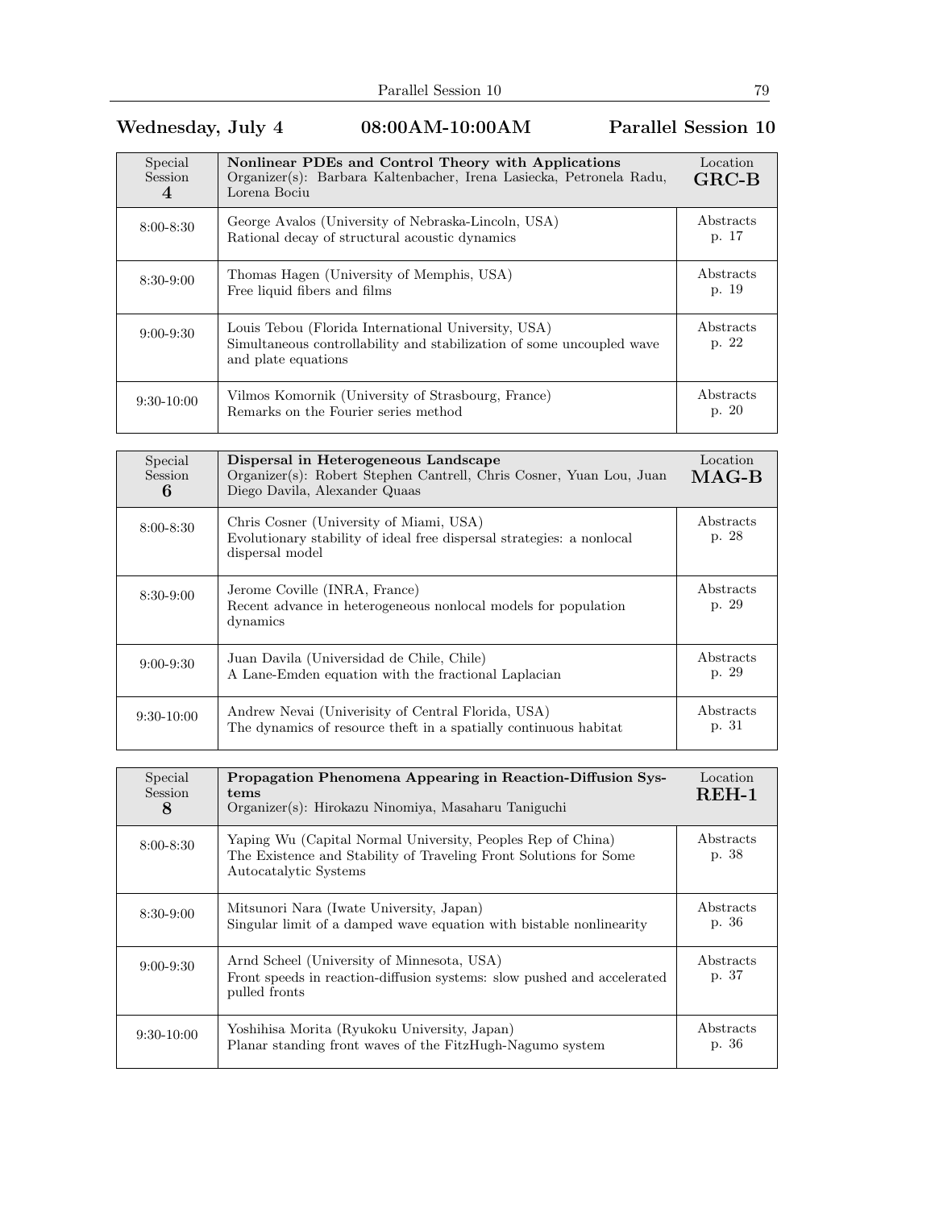## Wednesday, July 4 08:00AM-10:00AM Parallel Session 10

| Special Session **4** | **Nonlinear PDEs and Control Theory with Applications**<br>Organizer(s): Barbara Kaltenbacher, Irena Lasiecka, Petronela Radu, Lorena Bociu | Location **GRC-B** |
|---|---|---|
| 8:00-8:30 | George Avalos (University of Nebraska-Lincoln, USA)<br>Rational decay of structural acoustic dynamics | Abstracts p. 17 |
| 8:30-9:00 | Thomas Hagen (University of Memphis, USA)<br>Free liquid fibers and films | Abstracts p. 19 |
| 9:00-9:30 | Louis Tebou (Florida International University, USA)<br>Simultaneous controllability and stabilization of some uncoupled wave and plate equations | Abstracts p. 22 |
| 9:30-10:00 | Vilmos Komornik (University of Strasbourg, France)<br>Remarks on the Fourier series method | Abstracts p. 20 |

| Special Session **6** | **Dispersal in Heterogeneous Landscape**<br>Organizer(s): Robert Stephen Cantrell, Chris Cosner, Yuan Lou, Juan Diego Davila, Alexander Quaas | Location **MAG-B** |
|---|---|---|
| 8:00-8:30 | Chris Cosner (University of Miami, USA)<br>Evolutionary stability of ideal free dispersal strategies: a nonlocal dispersal model | Abstracts p. 28 |
| 8:30-9:00 | Jerome Coville (INRA, France)<br>Recent advance in heterogeneous nonlocal models for population dynamics | Abstracts p. 29 |
| 9:00-9:30 | Juan Davila (Universidad de Chile, Chile)<br>A Lane-Emden equation with the fractional Laplacian | Abstracts p. 29 |
| 9:30-10:00 | Andrew Nevai (Univerisity of Central Florida, USA)<br>The dynamics of resource theft in a spatially continuous habitat | Abstracts p. 31 |

| Special Session **8** | **Propagation Phenomena Appearing in Reaction-Diffusion Systems**<br>Organizer(s): Hirokazu Ninomiya, Masaharu Taniguchi | Location **REH-1** |
|---|---|---|
| 8:00-8:30 | Yaping Wu (Capital Normal University, Peoples Rep of China)<br>The Existence and Stability of Traveling Front Solutions for Some Autocatalytic Systems | Abstracts p. 38 |
| 8:30-9:00 | Mitsunori Nara (Iwate University, Japan)<br>Singular limit of a damped wave equation with bistable nonlinearity | Abstracts p. 36 |
| 9:00-9:30 | Arnd Scheel (University of Minnesota, USA)<br>Front speeds in reaction-diffusion systems: slow pushed and accelerated pulled fronts | Abstracts p. 37 |
| 9:30-10:00 | Yoshihisa Morita (Ryukoku University, Japan)<br>Planar standing front waves of the FitzHugh-Nagumo system | Abstracts p. 36 |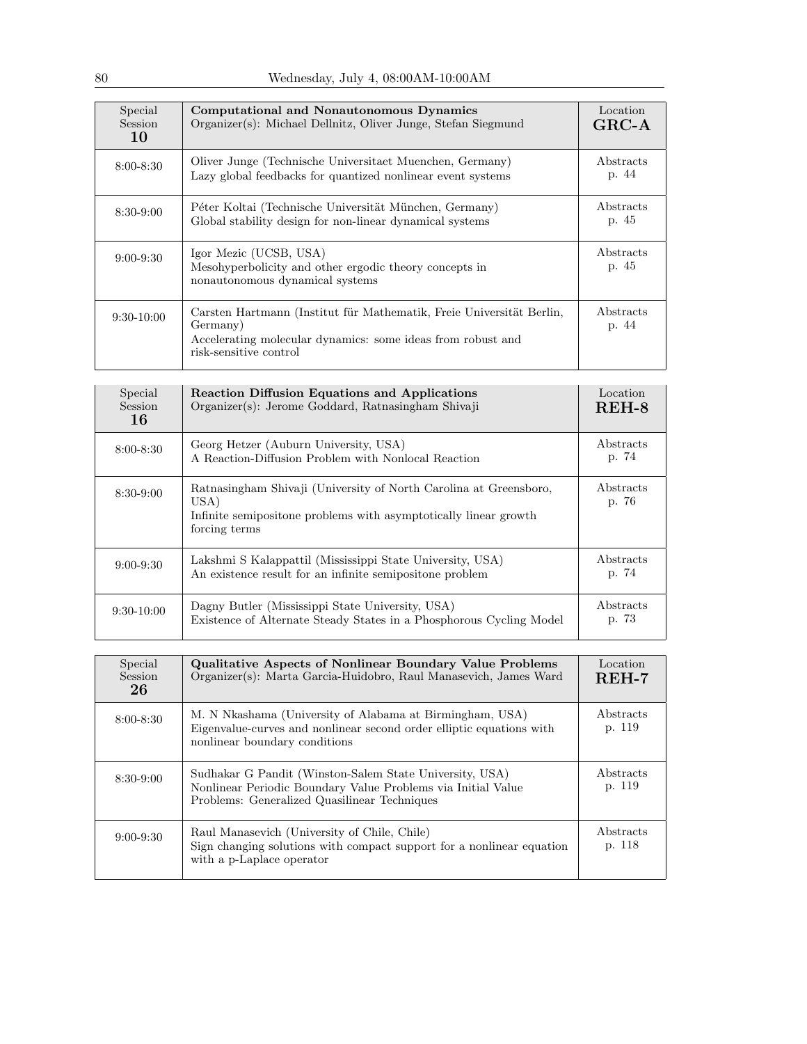| Special Session 10 | **Computational and Nonautonomous Dynamics** Organizer(s): Michael Dellnitz, Oliver Junge, Stefan Siegmund | Location **GRC-A** |
| --- | --- | --- |
| 8:00-8:30 | Oliver Junge (Technische Universitaet Muenchen, Germany) Lazy global feedbacks for quantized nonlinear event systems | Abstracts p. 44 |
| 8:30-9:00 | Péter Koltai (Technische Universität München, Germany) Global stability design for non-linear dynamical systems | Abstracts p. 45 |
| 9:00-9:30 | Igor Mezic (UCSB, USA) Mesohyperbolicity and other ergodic theory concepts in nonautonomous dynamical systems | Abstracts p. 45 |
| 9:30-10:00 | Carsten Hartmann (Institut für Mathematik, Freie Universität Berlin, Germany) Accelerating molecular dynamics: some ideas from robust and risk-sensitive control | Abstracts p. 44 |

| Special Session 16 | **Reaction Diffusion Equations and Applications** Organizer(s): Jerome Goddard, Ratnasingham Shivaji | Location **REH-8** |
| --- | --- | --- |
| 8:00-8:30 | Georg Hetzer (Auburn University, USA) A Reaction-Diffusion Problem with Nonlocal Reaction | Abstracts p. 74 |
| 8:30-9:00 | Ratnasingham Shivaji (University of North Carolina at Greensboro, USA) Infinite semipositone problems with asymptotically linear growth forcing terms | Abstracts p. 76 |
| 9:00-9:30 | Lakshmi S Kalappattil (Mississippi State University, USA) An existence result for an infinite semipositone problem | Abstracts p. 74 |
| 9:30-10:00 | Dagny Butler (Mississippi State University, USA) Existence of Alternate Steady States in a Phosphorous Cycling Model | Abstracts p. 73 |

| Special Session 26 | **Qualitative Aspects of Nonlinear Boundary Value Problems** Organizer(s): Marta Garcia-Huidobro, Raul Manasevich, James Ward | Location **REH-7** |
| --- | --- | --- |
| 8:00-8:30 | M. N Nkashama (University of Alabama at Birmingham, USA) Eigenvalue-curves and nonlinear second order elliptic equations with nonlinear boundary conditions | Abstracts p. 119 |
| 8:30-9:00 | Sudhakar G Pandit (Winston-Salem State University, USA) Nonlinear Periodic Boundary Value Problems via Initial Value Problems: Generalized Quasilinear Techniques | Abstracts p. 119 |
| 9:00-9:30 | Raul Manasevich (University of Chile, Chile) Sign changing solutions with compact support for a nonlinear equation with a p-Laplace operator | Abstracts p. 118 |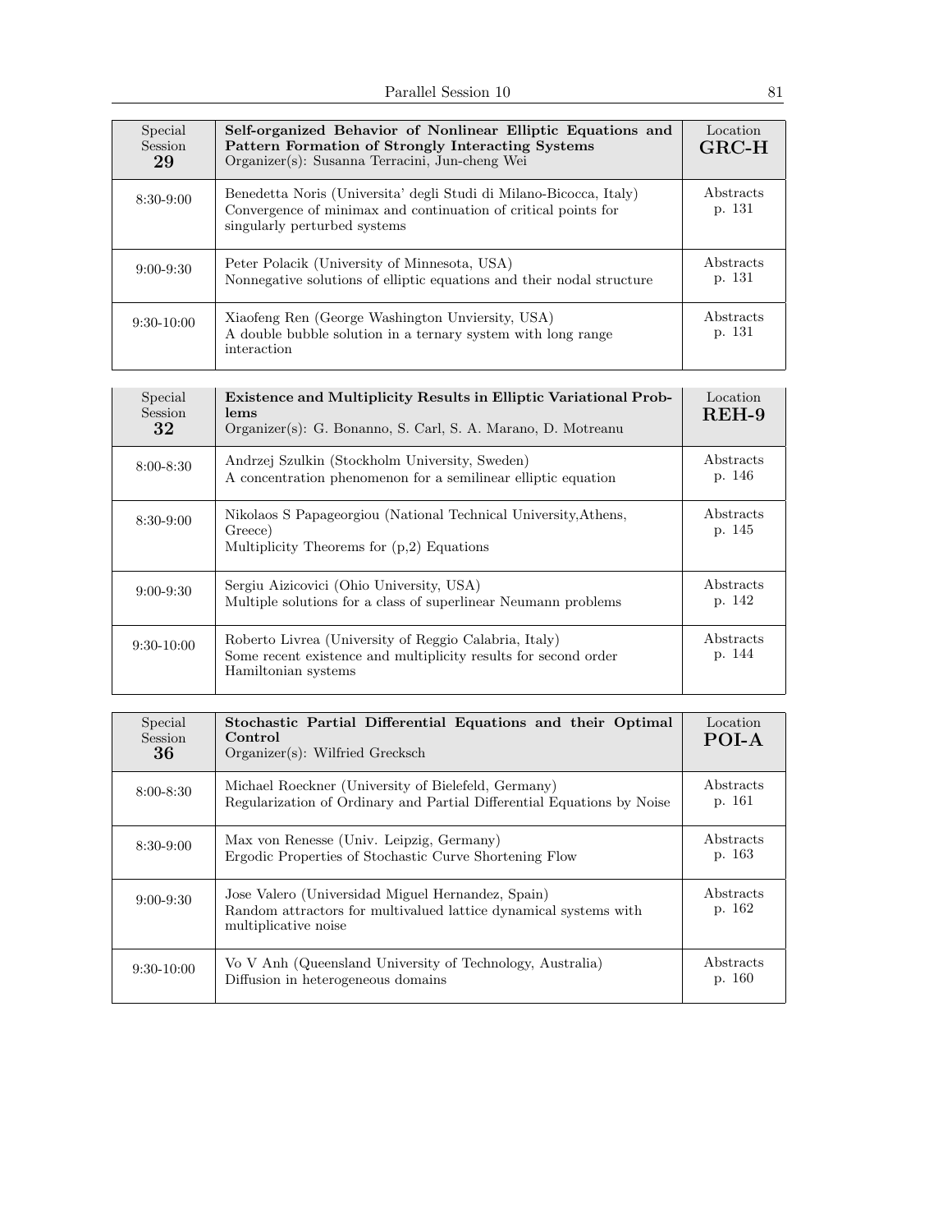| Special Session 29 | Self-organized Behavior of Nonlinear Elliptic Equations and Pattern Formation of Strongly Interacting Systems<br>Organizer(s): Susanna Terracini, Jun-cheng Wei | Location **GRC-H** |
|---|---|---|
| 8:30-9:00 | Benedetta Noris (Universita' degli Studi di Milano-Bicocca, Italy)<br>Convergence of minimax and continuation of critical points for singularly perturbed systems | Abstracts p. 131 |
| 9:00-9:30 | Peter Polacik (University of Minnesota, USA)<br>Nonnegative solutions of elliptic equations and their nodal structure | Abstracts p. 131 |
| 9:30-10:00 | Xiaofeng Ren (George Washington Unviersity, USA)<br>A double bubble solution in a ternary system with long range interaction | Abstracts p. 131 |

| Special Session 32 | Existence and Multiplicity Results in Elliptic Variational Problems<br>Organizer(s): G. Bonanno, S. Carl, S. A. Marano, D. Motreanu | Location **REH-9** |
|---|---|---|
| 8:00-8:30 | Andrzej Szulkin (Stockholm University, Sweden)<br>A concentration phenomenon for a semilinear elliptic equation | Abstracts p. 146 |
| 8:30-9:00 | Nikolaos S Papageorgiou (National Technical University,Athens, Greece)<br>Multiplicity Theorems for (p,2) Equations | Abstracts p. 145 |
| 9:00-9:30 | Sergiu Aizicovici (Ohio University, USA)<br>Multiple solutions for a class of superlinear Neumann problems | Abstracts p. 142 |
| 9:30-10:00 | Roberto Livrea (University of Reggio Calabria, Italy)<br>Some recent existence and multiplicity results for second order Hamiltonian systems | Abstracts p. 144 |

| Special Session 36 | Stochastic Partial Differential Equations and their Optimal Control<br>Organizer(s): Wilfried Grecksch | Location **POI-A** |
|---|---|---|
| 8:00-8:30 | Michael Roeckner (University of Bielefeld, Germany)<br>Regularization of Ordinary and Partial Differential Equations by Noise | Abstracts p. 161 |
| 8:30-9:00 | Max von Renesse (Univ. Leipzig, Germany)<br>Ergodic Properties of Stochastic Curve Shortening Flow | Abstracts p. 163 |
| 9:00-9:30 | Jose Valero (Universidad Miguel Hernandez, Spain)<br>Random attractors for multivalued lattice dynamical systems with multiplicative noise | Abstracts p. 162 |
| 9:30-10:00 | Vo V Anh (Queensland University of Technology, Australia)<br>Diffusion in heterogeneous domains | Abstracts p. 160 |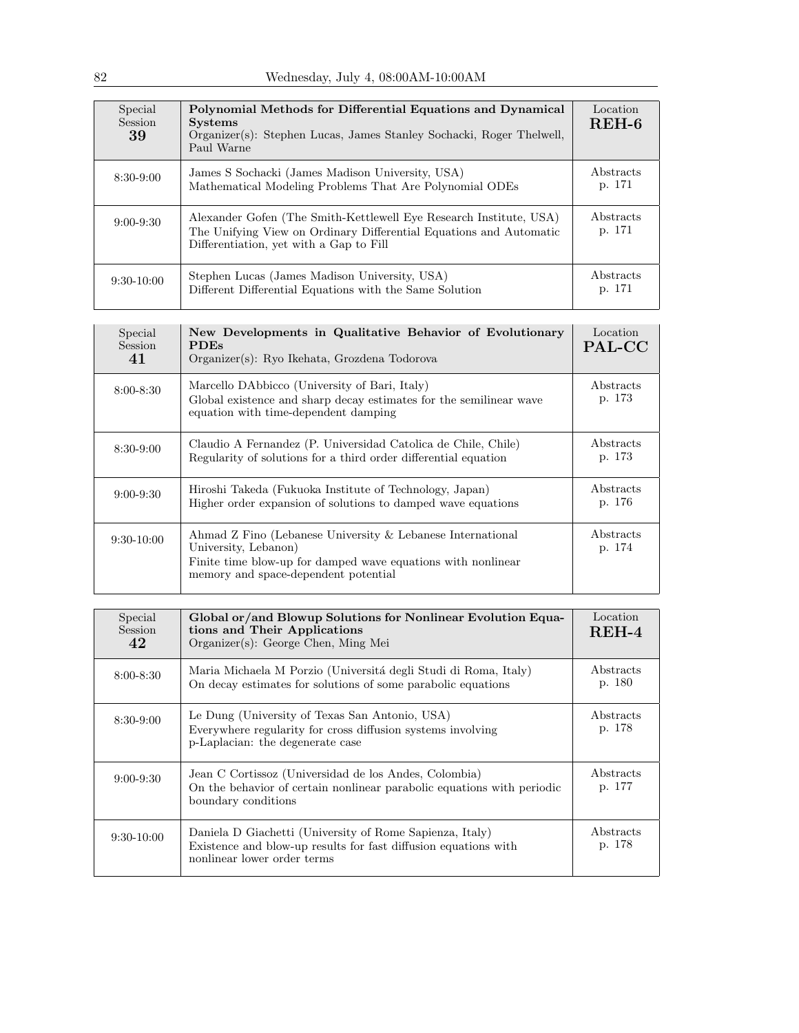| Special Session 39 | **Polynomial Methods for Differential Equations and Dynamical Systems** Organizer(s): Stephen Lucas, James Stanley Sochacki, Roger Thelwell, Paul Warne | Location **REH-6** |
|---|---|---|
| 8:30-9:00 | James S Sochacki (James Madison University, USA) Mathematical Modeling Problems That Are Polynomial ODEs | Abstracts p. 171 |
| 9:00-9:30 | Alexander Gofen (The Smith-Kettlewell Eye Research Institute, USA) The Unifying View on Ordinary Differential Equations and Automatic Differentiation, yet with a Gap to Fill | Abstracts p. 171 |
| 9:30-10:00 | Stephen Lucas (James Madison University, USA) Different Differential Equations with the Same Solution | Abstracts p. 171 |

| Special Session 41 | **New Developments in Qualitative Behavior of Evolutionary PDEs** Organizer(s): Ryo Ikehata, Grozdena Todorova | Location **PAL-CC** |
|---|---|---|
| 8:00-8:30 | Marcello DAbbicco (University of Bari, Italy) Global existence and sharp decay estimates for the semilinear wave equation with time-dependent damping | Abstracts p. 173 |
| 8:30-9:00 | Claudio A Fernandez (P. Universidad Catolica de Chile, Chile) Regularity of solutions for a third order differential equation | Abstracts p. 173 |
| 9:00-9:30 | Hiroshi Takeda (Fukuoka Institute of Technology, Japan) Higher order expansion of solutions to damped wave equations | Abstracts p. 176 |
| 9:30-10:00 | Ahmad Z Fino (Lebanese University & Lebanese International University, Lebanon) Finite time blow-up for damped wave equations with nonlinear memory and space-dependent potential | Abstracts p. 174 |

| Special Session 42 | **Global or/and Blowup Solutions for Nonlinear Evolution Equations and Their Applications** Organizer(s): George Chen, Ming Mei | Location **REH-4** |
|---|---|---|
| 8:00-8:30 | Maria Michaela M Porzio (Universitá degli Studi di Roma, Italy) On decay estimates for solutions of some parabolic equations | Abstracts p. 180 |
| 8:30-9:00 | Le Dung (University of Texas San Antonio, USA) Everywhere regularity for cross diffusion systems involving p-Laplacian: the degenerate case | Abstracts p. 178 |
| 9:00-9:30 | Jean C Cortissoz (Universidad de los Andes, Colombia) On the behavior of certain nonlinear parabolic equations with periodic boundary conditions | Abstracts p. 177 |
| 9:30-10:00 | Daniela D Giachetti (University of Rome Sapienza, Italy) Existence and blow-up results for fast diffusion equations with nonlinear lower order terms | Abstracts p. 178 |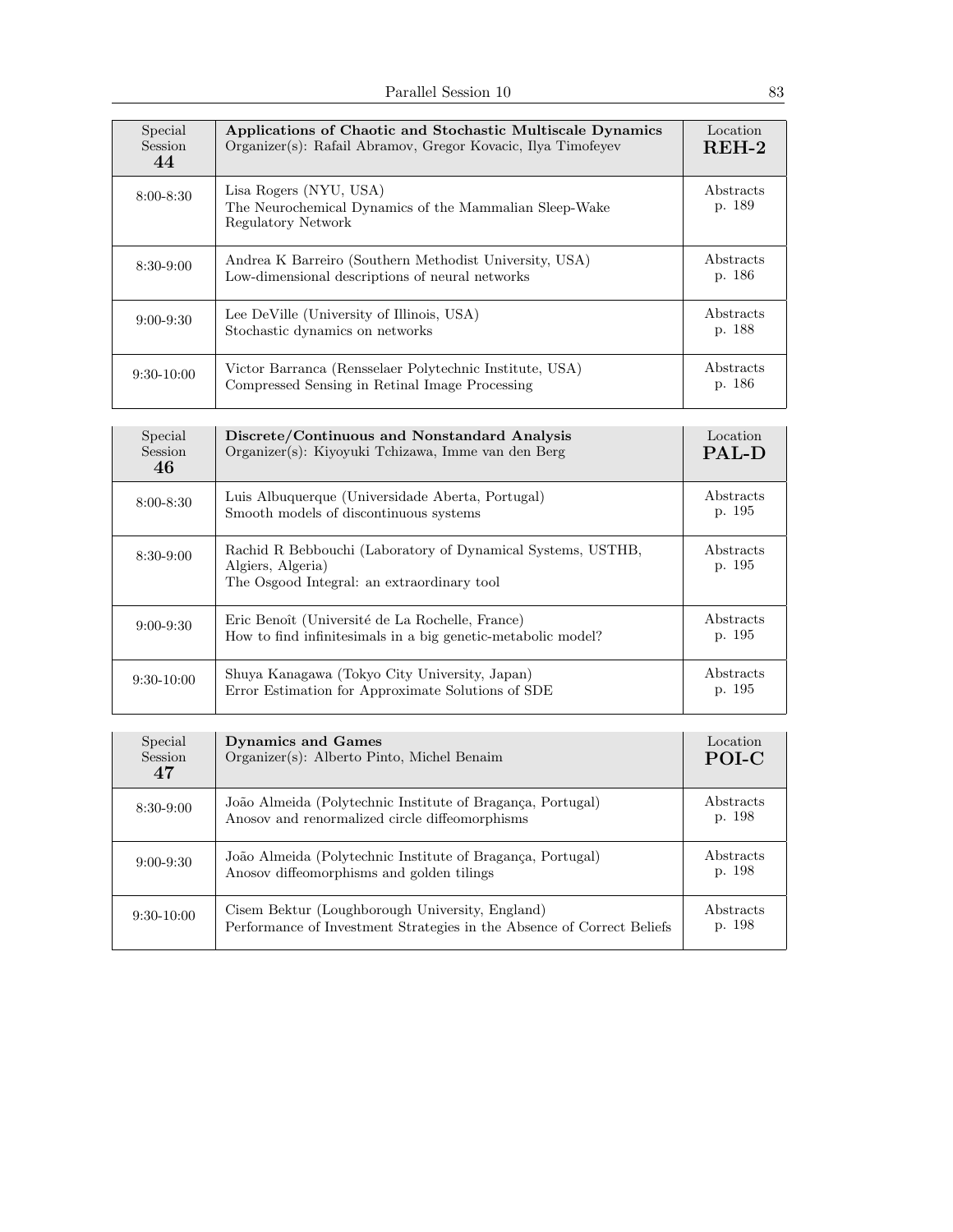| Special Session 44 | **Applications of Chaotic and Stochastic Multiscale Dynamics**<br>Organizer(s): Rafail Abramov, Gregor Kovacic, Ilya Timofeyev | Location **REH-2** |
|---|---|---|
| 8:00-8:30 | Lisa Rogers (NYU, USA)<br>The Neurochemical Dynamics of the Mammalian Sleep-Wake Regulatory Network | Abstracts p. 189 |
| 8:30-9:00 | Andrea K Barreiro (Southern Methodist University, USA)<br>Low-dimensional descriptions of neural networks | Abstracts p. 186 |
| 9:00-9:30 | Lee DeVille (University of Illinois, USA)<br>Stochastic dynamics on networks | Abstracts p. 188 |
| 9:30-10:00 | Victor Barranca (Rensselaer Polytechnic Institute, USA)<br>Compressed Sensing in Retinal Image Processing | Abstracts p. 186 |

| Special Session 46 | **Discrete/Continuous and Nonstandard Analysis**<br>Organizer(s): Kiyoyuki Tchizawa, Imme van den Berg | Location **PAL-D** |
|---|---|---|
| 8:00-8:30 | Luis Albuquerque (Universidade Aberta, Portugal)<br>Smooth models of discontinuous systems | Abstracts p. 195 |
| 8:30-9:00 | Rachid R Bebbouchi (Laboratory of Dynamical Systems, USTHB, Algiers, Algeria)<br>The Osgood Integral: an extraordinary tool | Abstracts p. 195 |
| 9:00-9:30 | Eric Benoît (Université de La Rochelle, France)<br>How to find infinitesimals in a big genetic-metabolic model? | Abstracts p. 195 |
| 9:30-10:00 | Shuya Kanagawa (Tokyo City University, Japan)<br>Error Estimation for Approximate Solutions of SDE | Abstracts p. 195 |

| Special Session 47 | **Dynamics and Games**<br>Organizer(s): Alberto Pinto, Michel Benaim | Location **POI-C** |
|---|---|---|
| 8:30-9:00 | João Almeida (Polytechnic Institute of Bragança, Portugal)<br>Anosov and renormalized circle diffeomorphisms | Abstracts p. 198 |
| 9:00-9:30 | João Almeida (Polytechnic Institute of Bragança, Portugal)<br>Anosov diffeomorphisms and golden tilings | Abstracts p. 198 |
| 9:30-10:00 | Cisem Bektur (Loughborough University, England)<br>Performance of Investment Strategies in the Absence of Correct Beliefs | Abstracts p. 198 |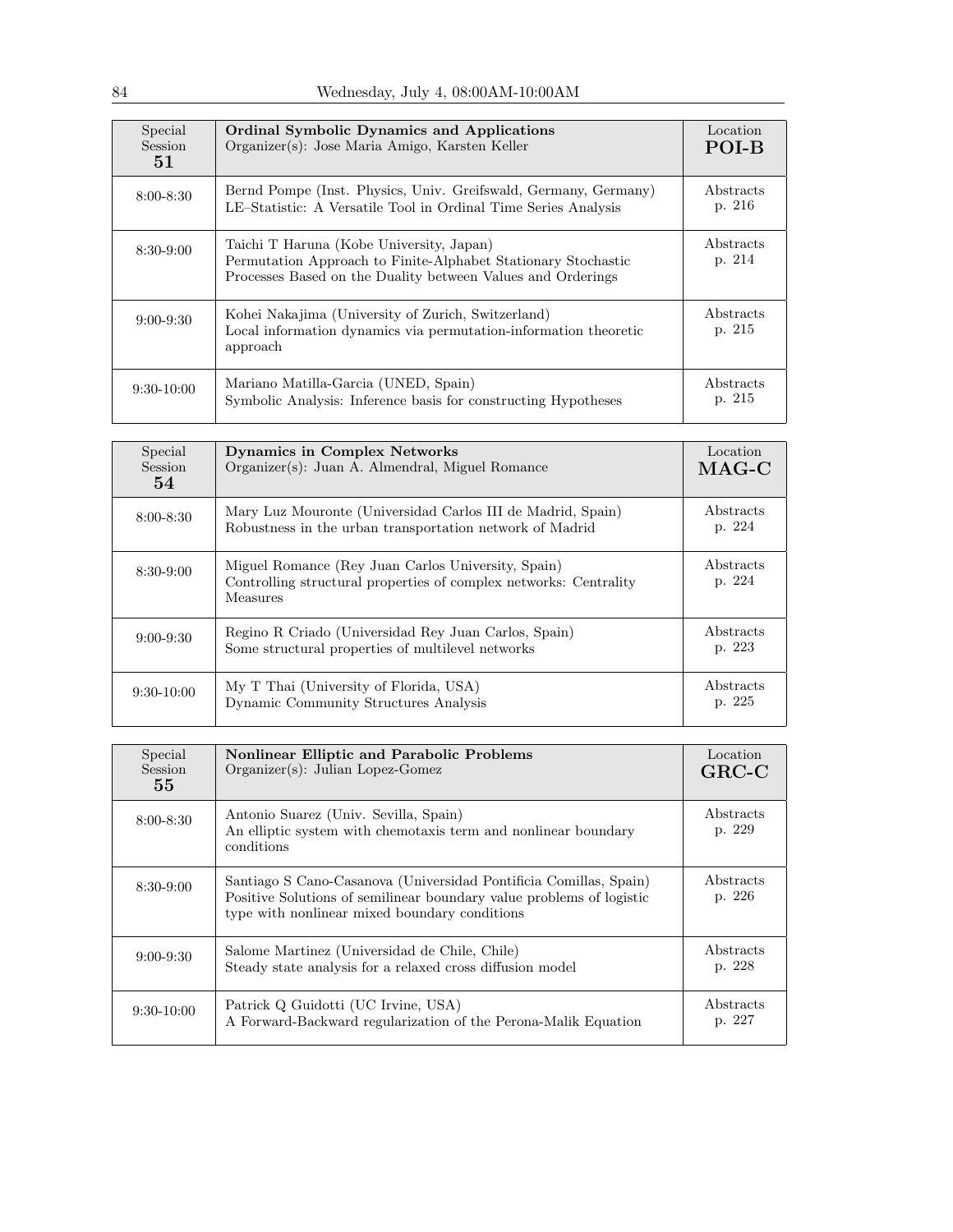| Special Session 51 | **Ordinal Symbolic Dynamics and Applications**<br>Organizer(s): Jose Maria Amigo, Karsten Keller | Location **POI-B** |
|---|---|---|
| 8:00-8:30 | Bernd Pompe (Inst. Physics, Univ. Greifswald, Germany, Germany)<br>LE–Statistic: A Versatile Tool in Ordinal Time Series Analysis | Abstracts p. 216 |
| 8:30-9:00 | Taichi T Haruna (Kobe University, Japan)<br>Permutation Approach to Finite-Alphabet Stationary Stochastic Processes Based on the Duality between Values and Orderings | Abstracts p. 214 |
| 9:00-9:30 | Kohei Nakajima (University of Zurich, Switzerland)<br>Local information dynamics via permutation-information theoretic approach | Abstracts p. 215 |
| 9:30-10:00 | Mariano Matilla-Garcia (UNED, Spain)<br>Symbolic Analysis: Inference basis for constructing Hypotheses | Abstracts p. 215 |

| Special Session 54 | **Dynamics in Complex Networks**<br>Organizer(s): Juan A. Almendral, Miguel Romance | Location **MAG-C** |
|---|---|---|
| 8:00-8:30 | Mary Luz Mouronte (Universidad Carlos III de Madrid, Spain)<br>Robustness in the urban transportation network of Madrid | Abstracts p. 224 |
| 8:30-9:00 | Miguel Romance (Rey Juan Carlos University, Spain)<br>Controlling structural properties of complex networks: Centrality Measures | Abstracts p. 224 |
| 9:00-9:30 | Regino R Criado (Universidad Rey Juan Carlos, Spain)<br>Some structural properties of multilevel networks | Abstracts p. 223 |
| 9:30-10:00 | My T Thai (University of Florida, USA)<br>Dynamic Community Structures Analysis | Abstracts p. 225 |

| Special Session 55 | **Nonlinear Elliptic and Parabolic Problems**<br>Organizer(s): Julian Lopez-Gomez | Location **GRC-C** |
|---|---|---|
| 8:00-8:30 | Antonio Suarez (Univ. Sevilla, Spain)<br>An elliptic system with chemotaxis term and nonlinear boundary conditions | Abstracts p. 229 |
| 8:30-9:00 | Santiago S Cano-Casanova (Universidad Pontificia Comillas, Spain)<br>Positive Solutions of semilinear boundary value problems of logistic type with nonlinear mixed boundary conditions | Abstracts p. 226 |
| 9:00-9:30 | Salome Martinez (Universidad de Chile, Chile)<br>Steady state analysis for a relaxed cross diffusion model | Abstracts p. 228 |
| 9:30-10:00 | Patrick Q Guidotti (UC Irvine, USA)<br>A Forward-Backward regularization of the Perona-Malik Equation | Abstracts p. 227 |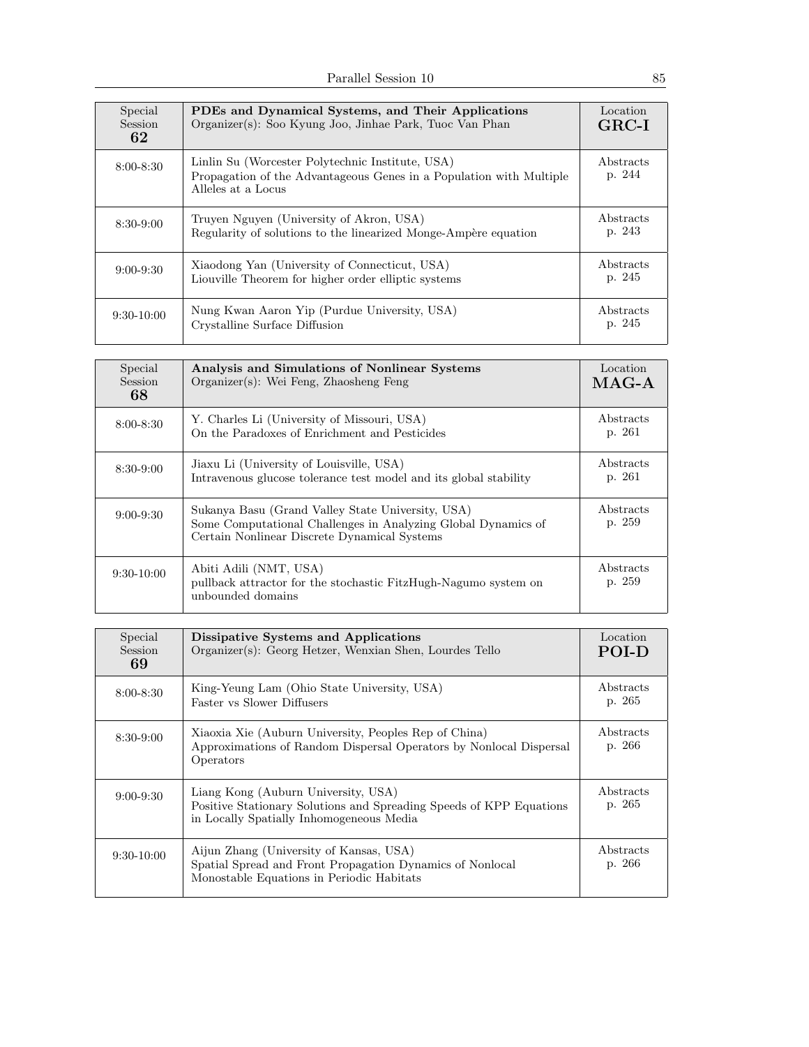| Special Session 62 | **PDEs and Dynamical Systems, and Their Applications** Organizer(s): Soo Kyung Joo, Jinhae Park, Tuoc Van Phan | Location **GRC-I** |
|---|---|---|
| 8:00-8:30 | Linlin Su (Worcester Polytechnic Institute, USA) Propagation of the Advantageous Genes in a Population with Multiple Alleles at a Locus | Abstracts p. 244 |
| 8:30-9:00 | Truyen Nguyen (University of Akron, USA) Regularity of solutions to the linearized Monge-Ampère equation | Abstracts p. 243 |
| 9:00-9:30 | Xiaodong Yan (University of Connecticut, USA) Liouville Theorem for higher order elliptic systems | Abstracts p. 245 |
| 9:30-10:00 | Nung Kwan Aaron Yip (Purdue University, USA) Crystalline Surface Diffusion | Abstracts p. 245 |

| Special Session 68 | **Analysis and Simulations of Nonlinear Systems** Organizer(s): Wei Feng, Zhaosheng Feng | Location **MAG-A** |
|---|---|---|
| 8:00-8:30 | Y. Charles Li (University of Missouri, USA) On the Paradoxes of Enrichment and Pesticides | Abstracts p. 261 |
| 8:30-9:00 | Jiaxu Li (University of Louisville, USA) Intravenous glucose tolerance test model and its global stability | Abstracts p. 261 |
| 9:00-9:30 | Sukanya Basu (Grand Valley State University, USA) Some Computational Challenges in Analyzing Global Dynamics of Certain Nonlinear Discrete Dynamical Systems | Abstracts p. 259 |
| 9:30-10:00 | Abiti Adili (NMT, USA) pullback attractor for the stochastic FitzHugh-Nagumo system on unbounded domains | Abstracts p. 259 |

| Special Session 69 | **Dissipative Systems and Applications** Organizer(s): Georg Hetzer, Wenxian Shen, Lourdes Tello | Location **POI-D** |
|---|---|---|
| 8:00-8:30 | King-Yeung Lam (Ohio State University, USA) Faster vs Slower Diffusers | Abstracts p. 265 |
| 8:30-9:00 | Xiaoxia Xie (Auburn University, Peoples Rep of China) Approximations of Random Dispersal Operators by Nonlocal Dispersal Operators | Abstracts p. 266 |
| 9:00-9:30 | Liang Kong (Auburn University, USA) Positive Stationary Solutions and Spreading Speeds of KPP Equations in Locally Spatially Inhomogeneous Media | Abstracts p. 265 |
| 9:30-10:00 | Aijun Zhang (University of Kansas, USA) Spatial Spread and Front Propagation Dynamics of Nonlocal Monostable Equations in Periodic Habitats | Abstracts p. 266 |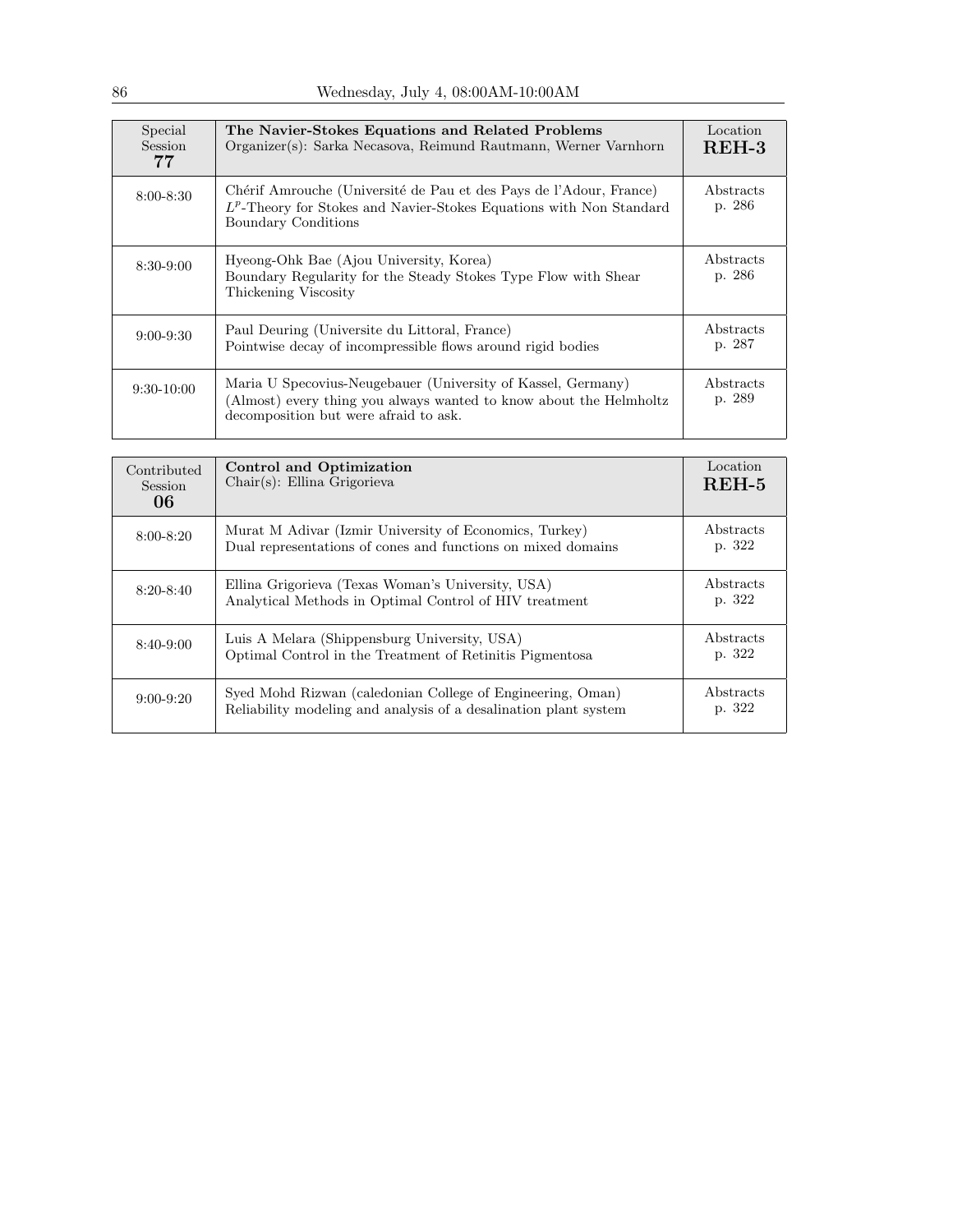| Special Session **77** | **The Navier-Stokes Equations and Related Problems** Organizer(s): Sarka Necasova, Reimund Rautmann, Werner Varnhorn | Location **REH-3** |
|---|---|---|
| 8:00-8:30 | Chérif Amrouche (Université de Pau et des Pays de l'Adour, France) $L^p$-Theory for Stokes and Navier-Stokes Equations with Non Standard Boundary Conditions | Abstracts p. 286 |
| 8:30-9:00 | Hyeong-Ohk Bae (Ajou University, Korea) Boundary Regularity for the Steady Stokes Type Flow with Shear Thickening Viscosity | Abstracts p. 286 |
| 9:00-9:30 | Paul Deuring (Universite du Littoral, France) Pointwise decay of incompressible flows around rigid bodies | Abstracts p. 287 |
| 9:30-10:00 | Maria U Specovius-Neugebauer (University of Kassel, Germany) (Almost) every thing you always wanted to know about the Helmholtz decomposition but were afraid to ask. | Abstracts p. 289 |

| Contributed Session **06** | **Control and Optimization** Chair(s): Ellina Grigorieva | Location **REH-5** |
|---|---|---|
| 8:00-8:20 | Murat M Adivar (Izmir University of Economics, Turkey) Dual representations of cones and functions on mixed domains | Abstracts p. 322 |
| 8:20-8:40 | Ellina Grigorieva (Texas Woman's University, USA) Analytical Methods in Optimal Control of HIV treatment | Abstracts p. 322 |
| 8:40-9:00 | Luis A Melara (Shippensburg University, USA) Optimal Control in the Treatment of Retinitis Pigmentosa | Abstracts p. 322 |
| 9:00-9:20 | Syed Mohd Rizwan (caledonian College of Engineering, Oman) Reliability modeling and analysis of a desalination plant system | Abstracts p. 322 |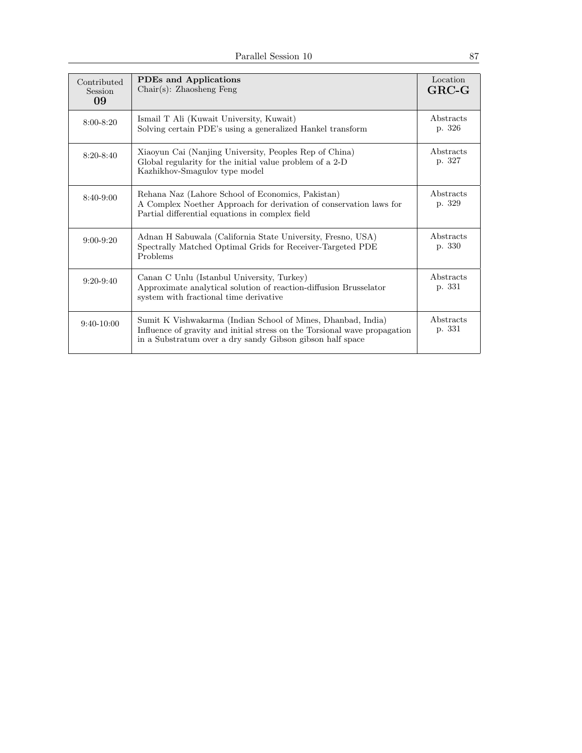| Contributed Session **09** | **PDEs and Applications** Chair(s): Zhaosheng Feng | Location **GRC-G** |
|---|---|---|
| 8:00-8:20 | Ismail T Ali (Kuwait University, Kuwait) Solving certain PDE's using a generalized Hankel transform | Abstracts p. 326 |
| 8:20-8:40 | Xiaoyun Cai (Nanjing University, Peoples Rep of China) Global regularity for the initial value problem of a 2-D Kazhikhov-Smagulov type model | Abstracts p. 327 |
| 8:40-9:00 | Rehana Naz (Lahore School of Economics, Pakistan) A Complex Noether Approach for derivation of conservation laws for Partial differential equations in complex field | Abstracts p. 329 |
| 9:00-9:20 | Adnan H Sabuwala (California State University, Fresno, USA) Spectrally Matched Optimal Grids for Receiver-Targeted PDE Problems | Abstracts p. 330 |
| 9:20-9:40 | Canan C Unlu (Istanbul University, Turkey) Approximate analytical solution of reaction-diffusion Brusselator system with fractional time derivative | Abstracts p. 331 |
| 9:40-10:00 | Sumit K Vishwakarma (Indian School of Mines, Dhanbad, India) Influence of gravity and initial stress on the Torsional wave propagation in a Substratum over a dry sandy Gibson gibson half space | Abstracts p. 331 |